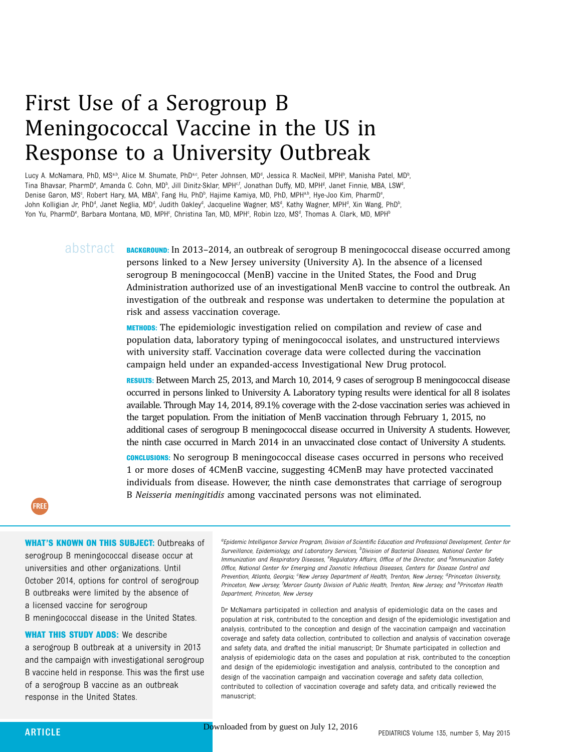# First Use of a Serogroup B Meningococcal Vaccine in the US in Response to a University Outbreak

Lucy A. McNamara, PhD, MS[a,b], Alice M. Shumate, PhD[a,c], Peter Johnsen, MD[d], Jessica R. MacNeil, MPH[b], Manisha Patel, MD[b], Tina Bhavsar, PharmD[e], Amanda C. Cohn, MD[b], Jill Dinitz-Sklar, MPH[c,f], Jonathan Duffy, MD, MPH[g], Janet Finnie, MBA, LSW[d], Denise Garon, MS[c], Robert Hary, MA, MBA[h], Fang Hu, PhD[b], Hajime Kamiya, MD, PhD, MPH[a,b], Hye-Joo Kim, PharmD[e], John Kolligian Jr, PhD[d], Janet Neglia, MD[d], Judith Oakley[d], Jacqueline Wagner, MS[d], Kathy Wagner, MPH[d], Xin Wang, PhD[b], Yon Yu, PharmD[e], Barbara Montana, MD, MPH[c], Christina Tan, MD, MPH[c], Robin Izzo, MS[d], Thomas A. Clark, MD, MPH[b]

## abstract

**BACKGROUND:** In 2013–2014, an outbreak of serogroup B meningococcal disease occurred among persons linked to a New Jersey university (University A). In the absence of a licensed serogroup B meningococcal (MenB) vaccine in the United States, the Food and Drug Administration authorized use of an investigational MenB vaccine to control the outbreak. An investigation of the outbreak and response was undertaken to determine the population at risk and assess vaccination coverage.

**METHODS:** The epidemiologic investigation relied on compilation and review of case and population data, laboratory typing of meningococcal isolates, and unstructured interviews with university staff. Vaccination coverage data were collected during the vaccination campaign held under an expanded-access Investigational New Drug protocol.

**RESULTS:** Between March 25, 2013, and March 10, 2014, 9 cases of serogroup B meningococcal disease occurred in persons linked to University A. Laboratory typing results were identical for all 8 isolates available. Through May 14, 2014, 89.1% coverage with the 2-dose vaccination series was achieved in the target population. From the initiation of MenB vaccination through February 1, 2015, no additional cases of serogroup B meningococcal disease occurred in University A students. However, the ninth case occurred in March 2014 in an unvaccinated close contact of University A students.

**CONCLUSIONS:** No serogroup B meningococcal disease cases occurred in persons who received 1 or more doses of 4CMenB vaccine, suggesting 4CMenB may have protected vaccinated individuals from disease. However, the ninth case demonstrates that carriage of serogroup B *Neisseria meningitidis* among vaccinated persons was not eliminated.

**WHAT'S KNOWN ON THIS SUBJECT:** Outbreaks of serogroup B meningococcal disease occur at universities and other organizations. Until October 2014, options for control of serogroup B outbreaks were limited by the absence of a licensed vaccine for serogroup B meningococcal disease in the United States.

**WHAT THIS STUDY ADDS:** We describe a serogroup B outbreak at a university in 2013 and the campaign with investigational serogroup B vaccine held in response. This was the first use of a serogroup B vaccine as an outbreak response in the United States.

*[a]Epidemic Intelligence Service Program, Division of Scientific Education and Professional Development, Center for Surveillance, Epidemiology, and Laboratory Services, [b]Division of Bacterial Diseases, National Center for Immunization and Respiratory Diseases, [e]Regulatory Affairs, Office of the Director, and [g]Immunization Safety Office, National Center for Emerging and Zoonotic Infectious Diseases, Centers for Disease Control and Prevention, Atlanta, Georgia; [c]New Jersey Department of Health, Trenton, New Jersey; [d]Princeton University, Princeton, New Jersey; [f]Mercer County Division of Public Health, Trenton, New Jersey; and [h]Princeton Health Department, Princeton, New Jersey*

Dr McNamara participated in collection and analysis of epidemiologic data on the cases and population at risk, contributed to the conception and design of the epidemiologic investigation and analysis, contributed to the conception and design of the vaccination campaign and vaccination coverage and safety data collection, contributed to collection and analysis of vaccination coverage and safety data, and drafted the initial manuscript; Dr Shumate participated in collection and analysis of epidemiologic data on the cases and population at risk, contributed to the conception and design of the epidemiologic investigation and analysis, contributed to the conception and design of the vaccination campaign and vaccination coverage and safety data collection, contributed to collection of vaccination coverage and safety data, and critically reviewed the manuscript;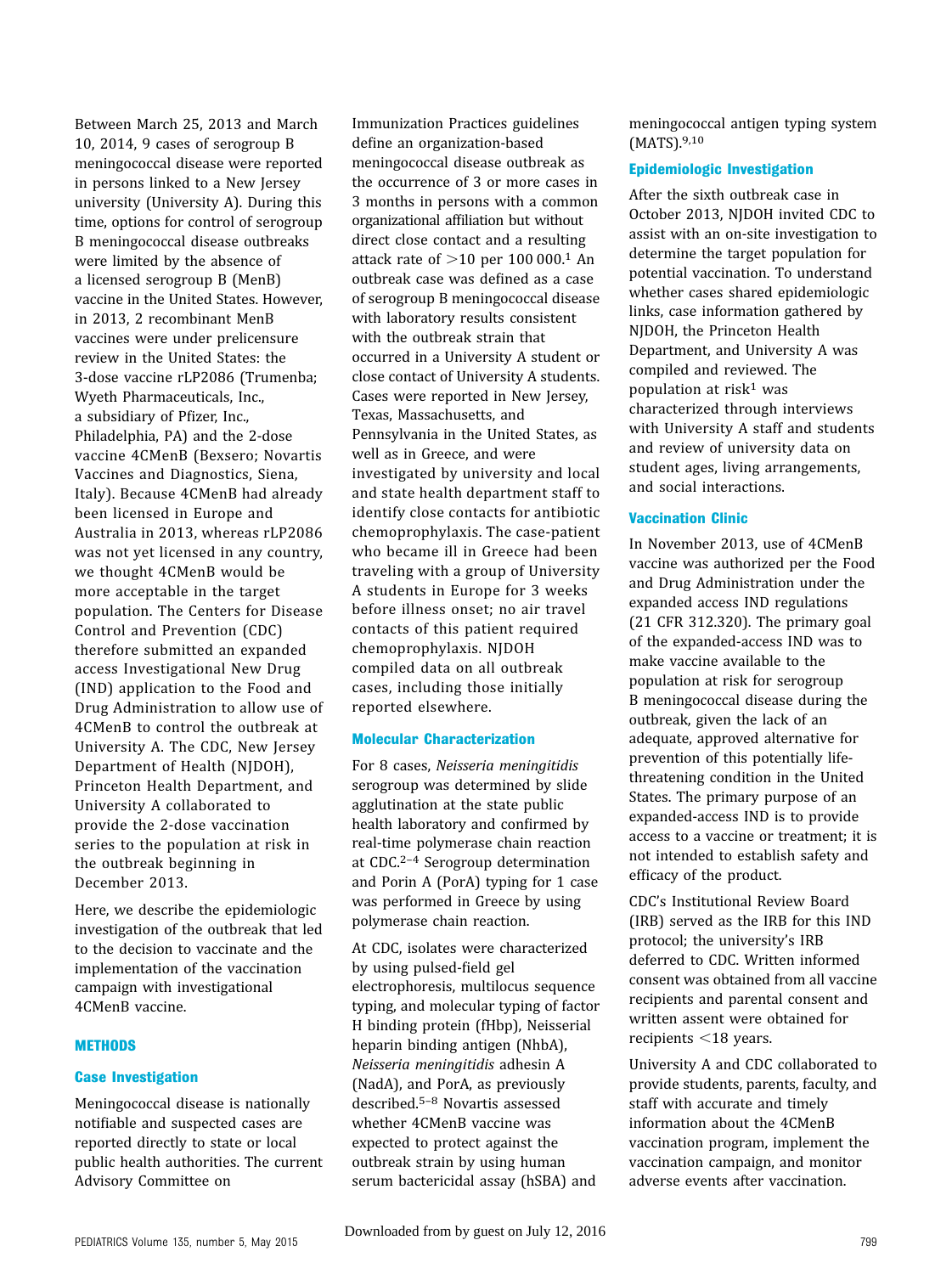Between March 25, 2013 and March 10, 2014, 9 cases of serogroup B meningococcal disease were reported in persons linked to a New Jersey university (University A). During this time, options for control of serogroup B meningococcal disease outbreaks were limited by the absence of a licensed serogroup B (MenB) vaccine in the United States. However, in 2013, 2 recombinant MenB vaccines were under prelicensure review in the United States: the 3-dose vaccine rLP2086 (Trumenba; Wyeth Pharmaceuticals, Inc., a subsidiary of Pfizer, Inc., Philadelphia, PA) and the 2-dose vaccine 4CMenB (Bexsero; Novartis Vaccines and Diagnostics, Siena, Italy). Because 4CMenB had already been licensed in Europe and Australia in 2013, whereas rLP2086 was not yet licensed in any country, we thought 4CMenB would be more acceptable in the target population. The Centers for Disease Control and Prevention (CDC) therefore submitted an expanded access Investigational New Drug (IND) application to the Food and Drug Administration to allow use of 4CMenB to control the outbreak at University A. The CDC, New Jersey Department of Health (NJDOH), Princeton Health Department, and University A collaborated to provide the 2-dose vaccination series to the population at risk in the outbreak beginning in December 2013.

Here, we describe the epidemiologic investigation of the outbreak that led to the decision to vaccinate and the implementation of the vaccination campaign with investigational 4CMenB vaccine.

## METHODS

### Case Investigation

Meningococcal disease is nationally notifiable and suspected cases are reported directly to state or local public health authorities. The current Advisory Committee on Immunization Practices guidelines define an organization-based meningococcal disease outbreak as the occurrence of 3 or more cases in 3 months in persons with a common organizational affiliation but without direct close contact and a resulting attack rate of >10 per 100 000.[1] An outbreak case was defined as a case of serogroup B meningococcal disease with laboratory results consistent with the outbreak strain that occurred in a University A student or close contact of University A students. Cases were reported in New Jersey, Texas, Massachusetts, and Pennsylvania in the United States, as well as in Greece, and were investigated by university and local and state health department staff to identify close contacts for antibiotic chemoprophylaxis. The case-patient who became ill in Greece had been traveling with a group of University A students in Europe for 3 weeks before illness onset; no air travel contacts of this patient required chemoprophylaxis. NJDOH compiled data on all outbreak cases, including those initially reported elsewhere.

### Molecular Characterization

For 8 cases, *Neisseria meningitidis* serogroup was determined by slide agglutination at the state public health laboratory and confirmed by real-time polymerase chain reaction at CDC.[2–4] Serogroup determination and Porin A (PorA) typing for 1 case was performed in Greece by using polymerase chain reaction.

At CDC, isolates were characterized by using pulsed-field gel electrophoresis, multilocus sequence typing, and molecular typing of factor H binding protein (fHbp), Neisserial heparin binding antigen (NhbA), *Neisseria meningitidis* adhesin A (NadA), and PorA, as previously described.[5–8] Novartis assessed whether 4CMenB vaccine was expected to protect against the outbreak strain by using human serum bactericidal assay (hSBA) and meningococcal antigen typing system (MATS).[9,10]

### Epidemiologic Investigation

After the sixth outbreak case in October 2013, NJDOH invited CDC to assist with an on-site investigation to determine the target population for potential vaccination. To understand whether cases shared epidemiologic links, case information gathered by NJDOH, the Princeton Health Department, and University A was compiled and reviewed. The population at risk[1] was characterized through interviews with University A staff and students and review of university data on student ages, living arrangements, and social interactions.

### Vaccination Clinic

In November 2013, use of 4CMenB vaccine was authorized per the Food and Drug Administration under the expanded access IND regulations (21 CFR 312.320). The primary goal of the expanded-access IND was to make vaccine available to the population at risk for serogroup B meningococcal disease during the outbreak, given the lack of an adequate, approved alternative for prevention of this potentially life-threatening condition in the United States. The primary purpose of an expanded-access IND is to provide access to a vaccine or treatment; it is not intended to establish safety and efficacy of the product.

CDC's Institutional Review Board (IRB) served as the IRB for this IND protocol; the university's IRB deferred to CDC. Written informed consent was obtained from all vaccine recipients and parental consent and written assent were obtained for recipients <18 years.

University A and CDC collaborated to provide students, parents, faculty, and staff with accurate and timely information about the 4CMenB vaccination program, implement the vaccination campaign, and monitor adverse events after vaccination.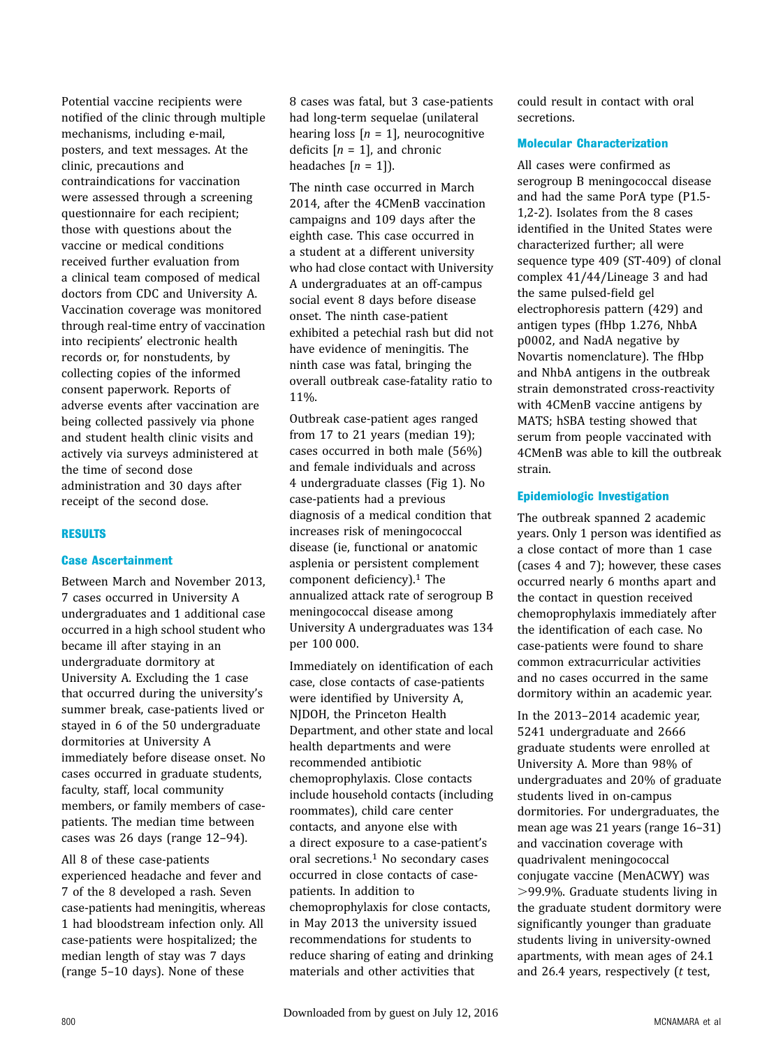Potential vaccine recipients were notified of the clinic through multiple mechanisms, including e-mail, posters, and text messages. At the clinic, precautions and contraindications for vaccination were assessed through a screening questionnaire for each recipient; those with questions about the vaccine or medical conditions received further evaluation from a clinical team composed of medical doctors from CDC and University A. Vaccination coverage was monitored through real-time entry of vaccination into recipients' electronic health records or, for nonstudents, by collecting copies of the informed consent paperwork. Reports of adverse events after vaccination are being collected passively via phone and student health clinic visits and actively via surveys administered at the time of second dose administration and 30 days after receipt of the second dose.

## RESULTS

### Case Ascertainment

Between March and November 2013, 7 cases occurred in University A undergraduates and 1 additional case occurred in a high school student who became ill after staying in an undergraduate dormitory at University A. Excluding the 1 case that occurred during the university's summer break, case-patients lived or stayed in 6 of the 50 undergraduate dormitories at University A immediately before disease onset. No cases occurred in graduate students, faculty, staff, local community members, or family members of case-patients. The median time between cases was 26 days (range 12–94).

All 8 of these case-patients experienced headache and fever and 7 of the 8 developed a rash. Seven case-patients had meningitis, whereas 1 had bloodstream infection only. All case-patients were hospitalized; the median length of stay was 7 days (range 5–10 days). None of these 8 cases was fatal, but 3 case-patients had long-term sequelae (unilateral hearing loss [*n* = 1], neurocognitive deficits [*n* = 1], and chronic headaches [*n* = 1]).

The ninth case occurred in March 2014, after the 4CMenB vaccination campaigns and 109 days after the eighth case. This case occurred in a student at a different university who had close contact with University A undergraduates at an off-campus social event 8 days before disease onset. The ninth case-patient exhibited a petechial rash but did not have evidence of meningitis. The ninth case was fatal, bringing the overall outbreak case-fatality ratio to 11%.

Outbreak case-patient ages ranged from 17 to 21 years (median 19); cases occurred in both male (56%) and female individuals and across 4 undergraduate classes (Fig 1). No case-patients had a previous diagnosis of a medical condition that increases risk of meningococcal disease (ie, functional or anatomic asplenia or persistent complement component deficiency).[1] The annualized attack rate of serogroup B meningococcal disease among University A undergraduates was 134 per 100 000.

Immediately on identification of each case, close contacts of case-patients were identified by University A, NJDOH, the Princeton Health Department, and other state and local health departments and were recommended antibiotic chemoprophylaxis. Close contacts include household contacts (including roommates), child care center contacts, and anyone else with a direct exposure to a case-patient's oral secretions.[1] No secondary cases occurred in close contacts of case-patients. In addition to chemoprophylaxis for close contacts, in May 2013 the university issued recommendations for students to reduce sharing of eating and drinking materials and other activities that could result in contact with oral secretions.

### Molecular Characterization

All cases were confirmed as serogroup B meningococcal disease and had the same PorA type (P1.5-1,2-2). Isolates from the 8 cases identified in the United States were characterized further; all were sequence type 409 (ST-409) of clonal complex 41/44/Lineage 3 and had the same pulsed-field gel electrophoresis pattern (429) and antigen types (fHbp 1.276, NhbA p0002, and NadA negative by Novartis nomenclature). The fHbp and NhbA antigens in the outbreak strain demonstrated cross-reactivity with 4CMenB vaccine antigens by MATS; hSBA testing showed that serum from people vaccinated with 4CMenB was able to kill the outbreak strain.

### Epidemiologic Investigation

The outbreak spanned 2 academic years. Only 1 person was identified as a close contact of more than 1 case (cases 4 and 7); however, these cases occurred nearly 6 months apart and the contact in question received chemoprophylaxis immediately after the identification of each case. No case-patients were found to share common extracurricular activities and no cases occurred in the same dormitory within an academic year.

In the 2013–2014 academic year, 5241 undergraduate and 2666 graduate students were enrolled at University A. More than 98% of undergraduates and 20% of graduate students lived in on-campus dormitories. For undergraduates, the mean age was 21 years (range 16–31) and vaccination coverage with quadrivalent meningococcal conjugate vaccine (MenACWY) was >99.9%. Graduate students living in the graduate student dormitory were significantly younger than graduate students living in university-owned apartments, with mean ages of 24.1 and 26.4 years, respectively (*t* test,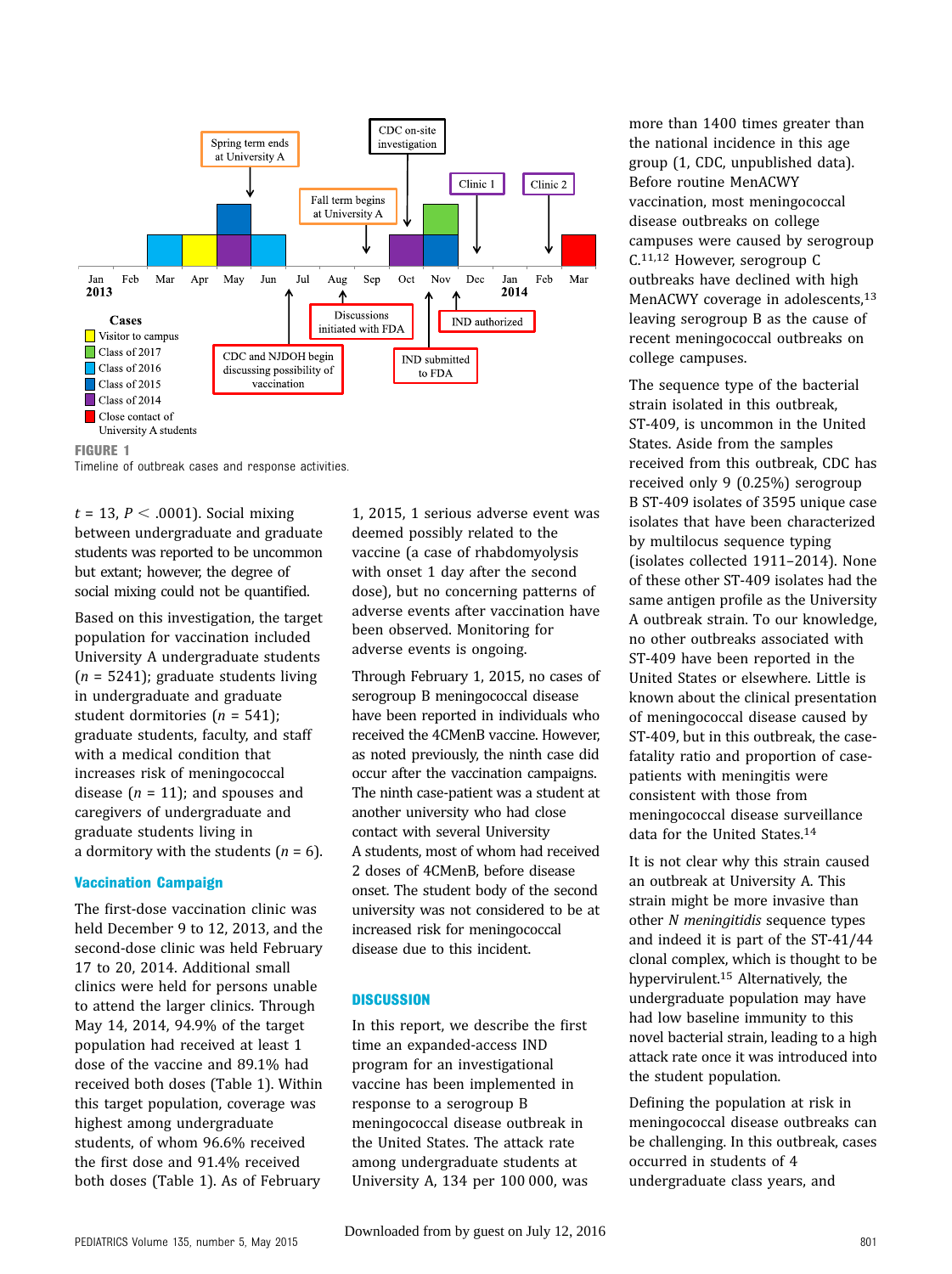FIGURE 1
Timeline of outbreak cases and response activities.

$t = 13$, $P < .0001$). Social mixing between undergraduate and graduate students was reported to be uncommon but extant; however, the degree of social mixing could not be quantified.

Based on this investigation, the target population for vaccination included University A undergraduate students ($n = 5241$); graduate students living in undergraduate and graduate student dormitories ($n = 541$); graduate students, faculty, and staff with a medical condition that increases risk of meningococcal disease ($n = 11$); and spouses and caregivers of undergraduate and graduate students living in a dormitory with the students ($n = 6$).

### Vaccination Campaign

The first-dose vaccination clinic was held December 9 to 12, 2013, and the second-dose clinic was held February 17 to 20, 2014. Additional small clinics were held for persons unable to attend the larger clinics. Through May 14, 2014, 94.9% of the target population had received at least 1 dose of the vaccine and 89.1% had received both doses (Table 1). Within this target population, coverage was highest among undergraduate students, of whom 96.6% received the first dose and 91.4% received both doses (Table 1). As of February 1, 2015, 1 serious adverse event was deemed possibly related to the vaccine (a case of rhabdomyolysis with onset 1 day after the second dose), but no concerning patterns of adverse events after vaccination have been observed. Monitoring for adverse events is ongoing.

Through February 1, 2015, no cases of serogroup B meningococcal disease have been reported in individuals who received the 4CMenB vaccine. However, as noted previously, the ninth case did occur after the vaccination campaigns. The ninth case-patient was a student at another university who had close contact with several University A students, most of whom had received 2 doses of 4CMenB, before disease onset. The student body of the second university was not considered to be at increased risk for meningococcal disease due to this incident.

## DISCUSSION

In this report, we describe the first time an expanded-access IND program for an investigational vaccine has been implemented in response to a serogroup B meningococcal disease outbreak in the United States. The attack rate among undergraduate students at University A, 134 per 100 000, was more than 1400 times greater than the national incidence in this age group (1, CDC, unpublished data). Before routine MenACWY vaccination, most meningococcal disease outbreaks on college campuses were caused by serogroup C.[11,12] However, serogroup C outbreaks have declined with high MenACWY coverage in adolescents,[13] leaving serogroup B as the cause of recent meningococcal outbreaks on college campuses.

The sequence type of the bacterial strain isolated in this outbreak, ST-409, is uncommon in the United States. Aside from the samples received from this outbreak, CDC has received only 9 (0.25%) serogroup B ST-409 isolates of 3595 unique case isolates that have been characterized by multilocus sequence typing (isolates collected 1911–2014). None of these other ST-409 isolates had the same antigen profile as the University A outbreak strain. To our knowledge, no other outbreaks associated with ST-409 have been reported in the United States or elsewhere. Little is known about the clinical presentation of meningococcal disease caused by ST-409, but in this outbreak, the case-fatality ratio and proportion of case-patients with meningitis were consistent with those from meningococcal disease surveillance data for the United States.[14]

It is not clear why this strain caused an outbreak at University A. This strain might be more invasive than other *N meningitidis* sequence types and indeed it is part of the ST-41/44 clonal complex, which is thought to be hypervirulent.[15] Alternatively, the undergraduate population may have had low baseline immunity to this novel bacterial strain, leading to a high attack rate once it was introduced into the student population.

Defining the population at risk in meningococcal disease outbreaks can be challenging. In this outbreak, cases occurred in students of 4 undergraduate class years, and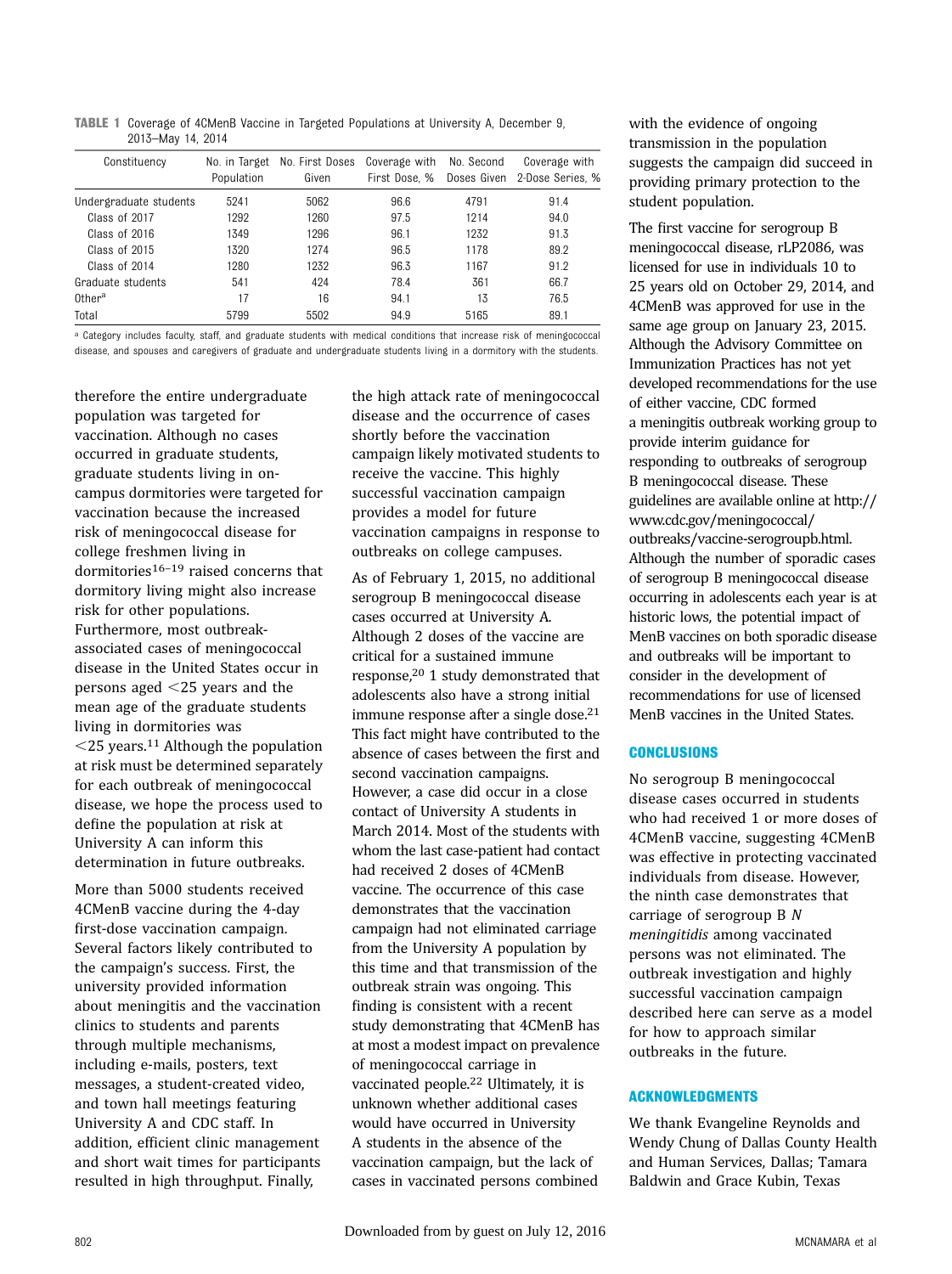**TABLE 1** Coverage of 4CMenB Vaccine in Targeted Populations at University A, December 9, 2013–May 14, 2014

| Constituency | No. in Target Population | No. First Doses Given | Coverage with First Dose, % | No. Second Doses Given | Coverage with 2-Dose Series, % |
|---|---|---|---|---|---|
| Undergraduate students | 5241 | 5062 | 96.6 | 4791 | 91.4 |
| Class of 2017 | 1292 | 1260 | 97.5 | 1214 | 94.0 |
| Class of 2016 | 1349 | 1296 | 96.1 | 1232 | 91.3 |
| Class of 2015 | 1320 | 1274 | 96.5 | 1178 | 89.2 |
| Class of 2014 | 1280 | 1232 | 96.3 | 1167 | 91.2 |
| Graduate students | 541 | 424 | 78.4 | 361 | 66.7 |
| Other[a] | 17 | 16 | 94.1 | 13 | 76.5 |
| Total | 5799 | 5502 | 94.9 | 5165 | 89.1 |

[a] Category includes faculty, staff, and graduate students with medical conditions that increase risk of meningococcal disease, and spouses and caregivers of graduate and undergraduate students living in a dormitory with the students.

therefore the entire undergraduate population was targeted for vaccination. Although no cases occurred in graduate students, graduate students living in on-campus dormitories were targeted for vaccination because the increased risk of meningococcal disease for college freshmen living in dormitories[16–19] raised concerns that dormitory living might also increase risk for other populations. Furthermore, most outbreak-associated cases of meningococcal disease in the United States occur in persons aged <25 years and the mean age of the graduate students living in dormitories was <25 years.[11] Although the population at risk must be determined separately for each outbreak of meningococcal disease, we hope the process used to define the population at risk at University A can inform this determination in future outbreaks.

More than 5000 students received 4CMenB vaccine during the 4-day first-dose vaccination campaign. Several factors likely contributed to the campaign's success. First, the university provided information about meningitis and the vaccination clinics to students and parents through multiple mechanisms, including e-mails, posters, text messages, a student-created video, and town hall meetings featuring University A and CDC staff. In addition, efficient clinic management and short wait times for participants resulted in high throughput. Finally, the high attack rate of meningococcal disease and the occurrence of cases shortly before the vaccination campaign likely motivated students to receive the vaccine. This highly successful vaccination campaign provides a model for future vaccination campaigns in response to outbreaks on college campuses.

As of February 1, 2015, no additional serogroup B meningococcal disease cases occurred at University A. Although 2 doses of the vaccine are critical for a sustained immune response,[20] 1 study demonstrated that adolescents also have a strong initial immune response after a single dose.[21] This fact might have contributed to the absence of cases between the first and second vaccination campaigns. However, a case did occur in a close contact of University A students in March 2014. Most of the students with whom the last case-patient had contact had received 2 doses of 4CMenB vaccine. The occurrence of this case demonstrates that the vaccination campaign had not eliminated carriage from the University A population by this time and that transmission of the outbreak strain was ongoing. This finding is consistent with a recent study demonstrating that 4CMenB has at most a modest impact on prevalence of meningococcal carriage in vaccinated people.[22] Ultimately, it is unknown whether additional cases would have occurred in University A students in the absence of the vaccination campaign, but the lack of cases in vaccinated persons combined with the evidence of ongoing transmission in the population suggests the campaign did succeed in providing primary protection to the student population.

The first vaccine for serogroup B meningococcal disease, rLP2086, was licensed for use in individuals 10 to 25 years old on October 29, 2014, and 4CMenB was approved for use in the same age group on January 23, 2015. Although the Advisory Committee on Immunization Practices has not yet developed recommendations for the use of either vaccine, CDC formed a meningitis outbreak working group to provide interim guidance for responding to outbreaks of serogroup B meningococcal disease. These guidelines are available online at http://www.cdc.gov/meningococcal/outbreaks/vaccine-serogroupb.html. Although the number of sporadic cases of serogroup B meningococcal disease occurring in adolescents each year is at historic lows, the potential impact of MenB vaccines on both sporadic disease and outbreaks will be important to consider in the development of recommendations for use of licensed MenB vaccines in the United States.

## CONCLUSIONS

No serogroup B meningococcal disease cases occurred in students who had received 1 or more doses of 4CMenB vaccine, suggesting 4CMenB was effective in protecting vaccinated individuals from disease. However, the ninth case demonstrates that carriage of serogroup B *N meningitidis* among vaccinated persons was not eliminated. The outbreak investigation and highly successful vaccination campaign described here can serve as a model for how to approach similar outbreaks in the future.

## ACKNOWLEDGMENTS

We thank Evangeline Reynolds and Wendy Chung of Dallas County Health and Human Services, Dallas; Tamara Baldwin and Grace Kubin, Texas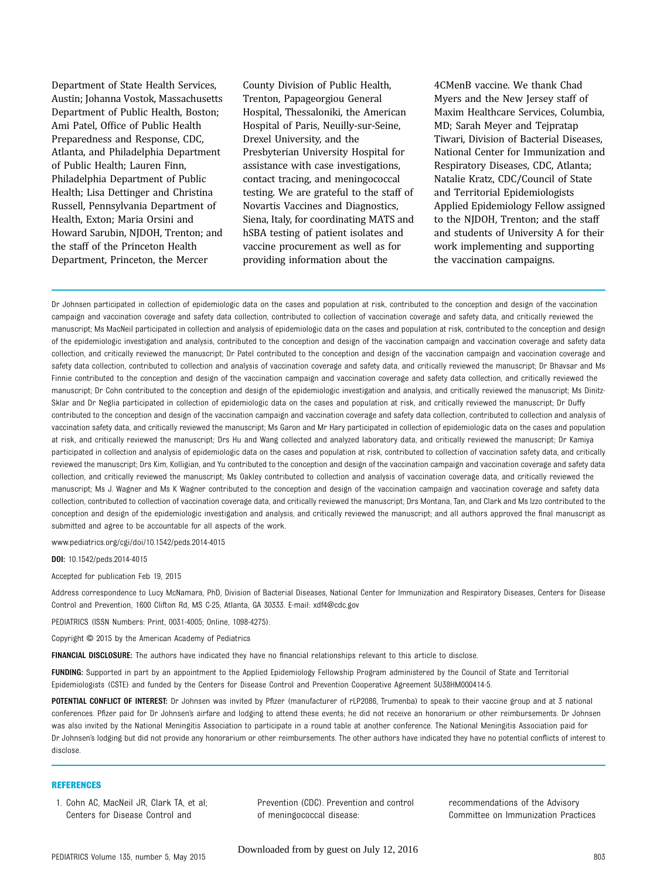Department of State Health Services, Austin; Johanna Vostok, Massachusetts Department of Public Health, Boston; Ami Patel, Office of Public Health Preparedness and Response, CDC, Atlanta, and Philadelphia Department of Public Health; Lauren Finn, Philadelphia Department of Public Health; Lisa Dettinger and Christina Russell, Pennsylvania Department of Health, Exton; Maria Orsini and Howard Sarubin, NJDOH, Trenton; and the staff of the Princeton Health Department, Princeton, the Mercer County Division of Public Health, Trenton, Papageorgiou General Hospital, Thessaloniki, the American Hospital of Paris, Neuilly-sur-Seine, Drexel University, and the Presbyterian University Hospital for assistance with case investigations, contact tracing, and meningococcal testing. We are grateful to the staff of Novartis Vaccines and Diagnostics, Siena, Italy, for coordinating MATS and hSBA testing of patient isolates and vaccine procurement as well as for providing information about the 4CMenB vaccine. We thank Chad Myers and the New Jersey staff of Maxim Healthcare Services, Columbia, MD; Sarah Meyer and Tejpratap Tiwari, Division of Bacterial Diseases, National Center for Immunization and Respiratory Diseases, CDC, Atlanta; Natalie Kratz, CDC/Council of State and Territorial Epidemiologists Applied Epidemiology Fellow assigned to the NJDOH, Trenton; and the staff and students of University A for their work implementing and supporting the vaccination campaigns.

---

Dr Johnsen participated in collection of epidemiologic data on the cases and population at risk, contributed to the conception and design of the vaccination campaign and vaccination coverage and safety data collection, contributed to collection of vaccination coverage and safety data, and critically reviewed the manuscript; Ms MacNeil participated in collection and analysis of epidemiologic data on the cases and population at risk, contributed to the conception and design of the epidemiologic investigation and analysis, contributed to the conception and design of the vaccination campaign and vaccination coverage and safety data collection, and critically reviewed the manuscript; Dr Patel contributed to the conception and design of the vaccination campaign and vaccination coverage and safety data collection, contributed to collection and analysis of vaccination coverage and safety data, and critically reviewed the manuscript; Dr Bhavsar and Ms Finnie contributed to the conception and design of the vaccination campaign and vaccination coverage and safety data collection, and critically reviewed the manuscript; Dr Cohn contributed to the conception and design of the epidemiologic investigation and analysis, and critically reviewed the manuscript; Ms Dinitz-Sklar and Dr Neglia participated in collection of epidemiologic data on the cases and population at risk, and critically reviewed the manuscript; Dr Duffy contributed to the conception and design of the vaccination campaign and vaccination coverage and safety data collection, contributed to collection and analysis of vaccination safety data, and critically reviewed the manuscript; Ms Garon and Mr Hary participated in collection of epidemiologic data on the cases and population at risk, and critically reviewed the manuscript; Drs Hu and Wang collected and analyzed laboratory data, and critically reviewed the manuscript; Dr Kamiya participated in collection and analysis of epidemiologic data on the cases and population at risk, contributed to collection of vaccination safety data, and critically reviewed the manuscript; Drs Kim, Kolligian, and Yu contributed to the conception and design of the vaccination campaign and vaccination coverage and safety data collection, and critically reviewed the manuscript; Ms Oakley contributed to collection and analysis of vaccination coverage data, and critically reviewed the manuscript; Ms J. Wagner and Ms K Wagner contributed to the conception and design of the vaccination campaign and vaccination coverage and safety data collection, contributed to collection of vaccination coverage data, and critically reviewed the manuscript; Drs Montana, Tan, and Clark and Ms Izzo contributed to the conception and design of the epidemiologic investigation and analysis, and critically reviewed the manuscript; and all authors approved the final manuscript as submitted and agree to be accountable for all aspects of the work.

www.pediatrics.org/cgi/doi/10.1542/peds.2014-4015

**DOI:** 10.1542/peds.2014-4015

Accepted for publication Feb 19, 2015

Address correspondence to Lucy McNamara, PhD, Division of Bacterial Diseases, National Center for Immunization and Respiratory Diseases, Centers for Disease Control and Prevention, 1600 Clifton Rd, MS C-25, Atlanta, GA 30333. E-mail: xdf4@cdc.gov

PEDIATRICS (ISSN Numbers: Print, 0031-4005; Online, 1098-4275).

Copyright © 2015 by the American Academy of Pediatrics

**FINANCIAL DISCLOSURE:** The authors have indicated they have no financial relationships relevant to this article to disclose.

**FUNDING:** Supported in part by an appointment to the Applied Epidemiology Fellowship Program administered by the Council of State and Territorial Epidemiologists (CSTE) and funded by the Centers for Disease Control and Prevention Cooperative Agreement 5U38HM000414-5.

**POTENTIAL CONFLICT OF INTEREST:** Dr Johnsen was invited by Pfizer (manufacturer of rLP2086, Trumenba) to speak to their vaccine group and at 3 national conferences. Pfizer paid for Dr Johnsen's airfare and lodging to attend these events; he did not receive an honorarium or other reimbursements. Dr Johnsen was also invited by the National Meningitis Association to participate in a round table at another conference. The National Meningitis Association paid for Dr Johnsen's lodging but did not provide any honorarium or other reimbursements. The other authors have indicated they have no potential conflicts of interest to disclose.

---

## REFERENCES

1. Cohn AC, MacNeil JR, Clark TA, et al; Centers for Disease Control and Prevention (CDC). Prevention and control of meningococcal disease: recommendations of the Advisory Committee on Immunization Practices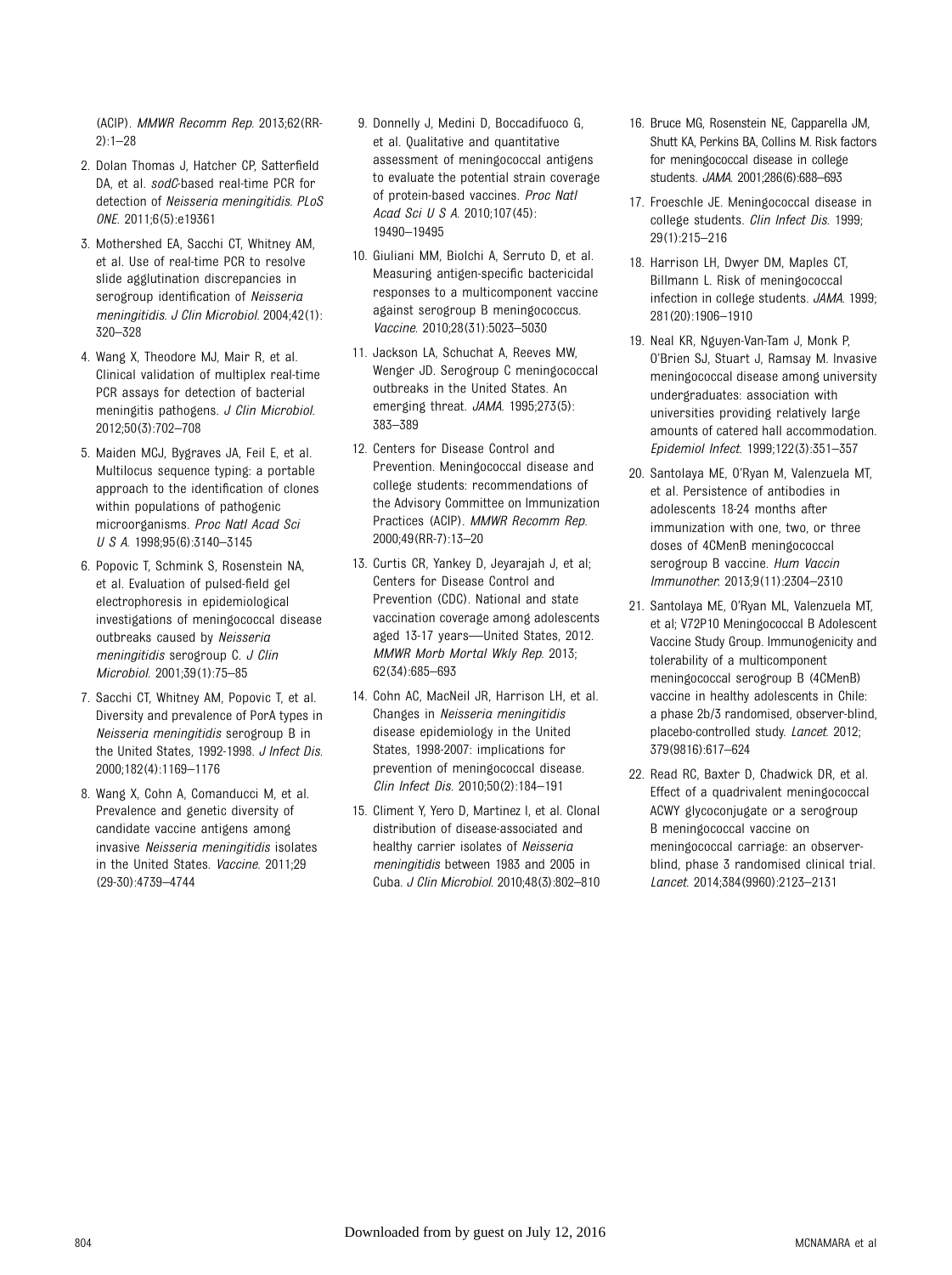(ACIP). *MMWR Recomm Rep.* 2013;62(RR-2):1–28

2. Dolan Thomas J, Hatcher CP, Satterfield DA, et al. *sodC*-based real-time PCR for detection of *Neisseria meningitidis*. *PLoS ONE.* 2011;6(5):e19361

3. Mothershed EA, Sacchi CT, Whitney AM, et al. Use of real-time PCR to resolve slide agglutination discrepancies in serogroup identification of *Neisseria meningitidis*. *J Clin Microbiol.* 2004;42(1):320–328

4. Wang X, Theodore MJ, Mair R, et al. Clinical validation of multiplex real-time PCR assays for detection of bacterial meningitis pathogens. *J Clin Microbiol.* 2012;50(3):702–708

5. Maiden MCJ, Bygraves JA, Feil E, et al. Multilocus sequence typing: a portable approach to the identification of clones within populations of pathogenic microorganisms. *Proc Natl Acad Sci U S A.* 1998;95(6):3140–3145

6. Popovic T, Schmink S, Rosenstein NA, et al. Evaluation of pulsed-field gel electrophoresis in epidemiological investigations of meningococcal disease outbreaks caused by *Neisseria meningitidis* serogroup C. *J Clin Microbiol.* 2001;39(1):75–85

7. Sacchi CT, Whitney AM, Popovic T, et al. Diversity and prevalence of PorA types in *Neisseria meningitidis* serogroup B in the United States, 1992-1998. *J Infect Dis.* 2000;182(4):1169–1176

8. Wang X, Cohn A, Comanducci M, et al. Prevalence and genetic diversity of candidate vaccine antigens among invasive *Neisseria meningitidis* isolates in the United States. *Vaccine.* 2011;29(29-30):4739–4744

9. Donnelly J, Medini D, Boccadifuoco G, et al. Qualitative and quantitative assessment of meningococcal antigens to evaluate the potential strain coverage of protein-based vaccines. *Proc Natl Acad Sci U S A.* 2010;107(45):19490–19495

10. Giuliani MM, Biolchi A, Serruto D, et al. Measuring antigen-specific bactericidal responses to a multicomponent vaccine against serogroup B meningococcus. *Vaccine.* 2010;28(31):5023–5030

11. Jackson LA, Schuchat A, Reeves MW, Wenger JD. Serogroup C meningococcal outbreaks in the United States. An emerging threat. *JAMA.* 1995;273(5):383–389

12. Centers for Disease Control and Prevention. Meningococcal disease and college students: recommendations of the Advisory Committee on Immunization Practices (ACIP). *MMWR Recomm Rep.* 2000;49(RR-7):13–20

13. Curtis CR, Yankey D, Jeyarajah J, et al; Centers for Disease Control and Prevention (CDC). National and state vaccination coverage among adolescents aged 13-17 years—United States, 2012. *MMWR Morb Mortal Wkly Rep.* 2013;62(34):685–693

14. Cohn AC, MacNeil JR, Harrison LH, et al. Changes in *Neisseria meningitidis* disease epidemiology in the United States, 1998-2007: implications for prevention of meningococcal disease. *Clin Infect Dis.* 2010;50(2):184–191

15. Climent Y, Yero D, Martinez I, et al. Clonal distribution of disease-associated and healthy carrier isolates of *Neisseria meningitidis* between 1983 and 2005 in Cuba. *J Clin Microbiol.* 2010;48(3):802–810

16. Bruce MG, Rosenstein NE, Capparella JM, Shutt KA, Perkins BA, Collins M. Risk factors for meningococcal disease in college students. *JAMA.* 2001;286(6):688–693

17. Froeschle JE. Meningococcal disease in college students. *Clin Infect Dis.* 1999;29(1):215–216

18. Harrison LH, Dwyer DM, Maples CT, Billmann L. Risk of meningococcal infection in college students. *JAMA.* 1999;281(20):1906–1910

19. Neal KR, Nguyen-Van-Tam J, Monk P, O'Brien SJ, Stuart J, Ramsay M. Invasive meningococcal disease among university undergraduates: association with universities providing relatively large amounts of catered hall accommodation. *Epidemiol Infect.* 1999;122(3):351–357

20. Santolaya ME, O'Ryan M, Valenzuela MT, et al. Persistence of antibodies in adolescents 18-24 months after immunization with one, two, or three doses of 4CMenB meningococcal serogroup B vaccine. *Hum Vaccin Immunother.* 2013;9(11):2304–2310

21. Santolaya ME, O'Ryan ML, Valenzuela MT, et al; V72P10 Meningococcal B Adolescent Vaccine Study Group. Immunogenicity and tolerability of a multicomponent meningococcal serogroup B (4CMenB) vaccine in healthy adolescents in Chile: a phase 2b/3 randomised, observer-blind, placebo-controlled study. *Lancet.* 2012;379(9816):617–624

22. Read RC, Baxter D, Chadwick DR, et al. Effect of a quadrivalent meningococcal ACWY glycoconjugate or a serogroup B meningococcal vaccine on meningococcal carriage: an observer-blind, phase 3 randomised clinical trial. *Lancet.* 2014;384(9960):2123–2131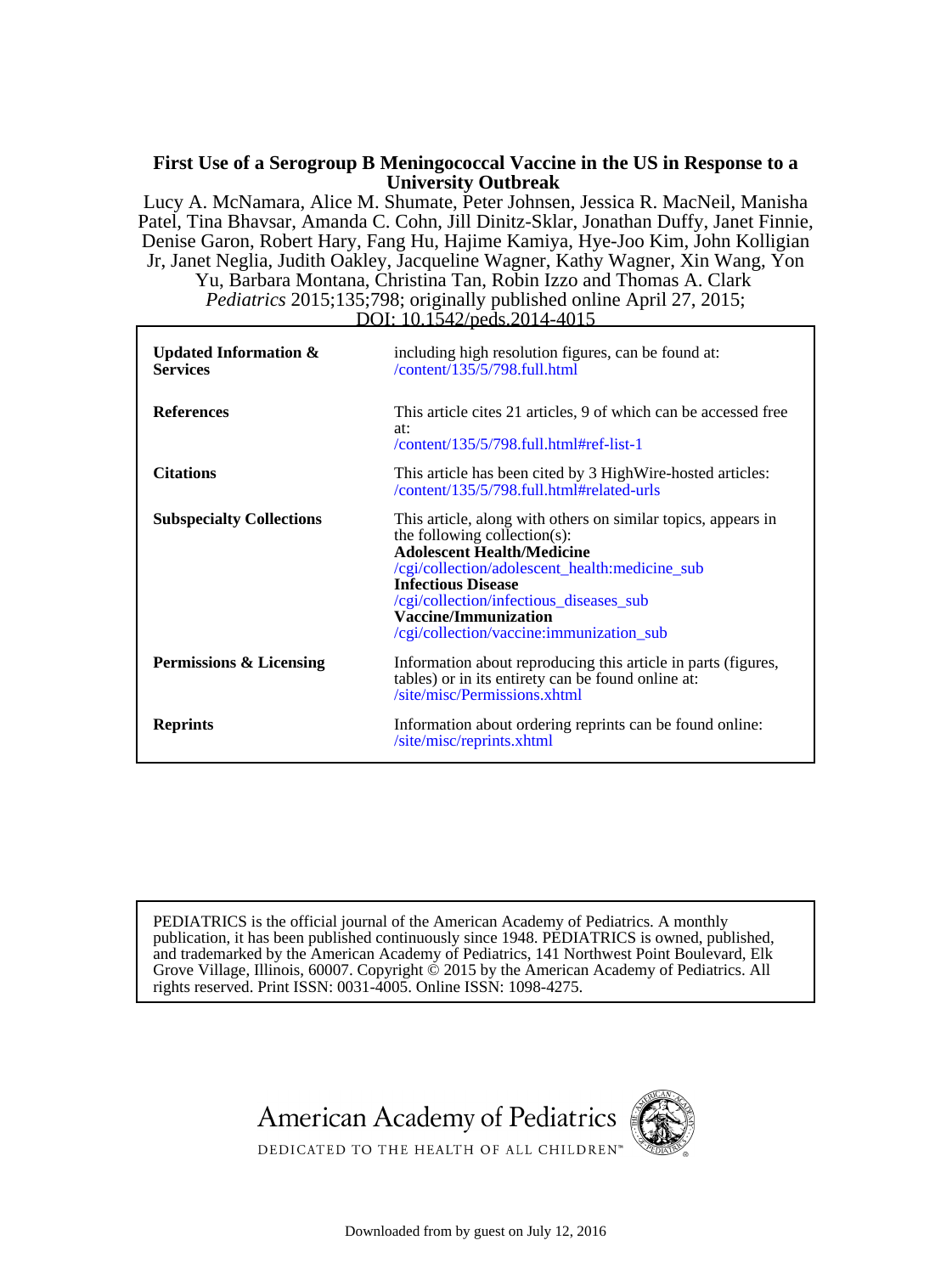**First Use of a Serogroup B Meningococcal Vaccine in the US in Response to a University Outbreak**

Lucy A. McNamara, Alice M. Shumate, Peter Johnsen, Jessica R. MacNeil, Manisha Patel, Tina Bhavsar, Amanda C. Cohn, Jill Dinitz-Sklar, Jonathan Duffy, Janet Finnie, Denise Garon, Robert Hary, Fang Hu, Hajime Kamiya, Hye-Joo Kim, John Kolligian Jr, Janet Neglia, Judith Oakley, Jacqueline Wagner, Kathy Wagner, Xin Wang, Yon Yu, Barbara Montana, Christina Tan, Robin Izzo and Thomas A. Clark

*Pediatrics* 2015;135;798; originally published online April 27, 2015;

DOI: 10.1542/peds.2014-4015

| | |
|---|---|
| **Updated Information & Services** | including high resolution figures, can be found at: /content/135/5/798.full.html |
| **References** | This article cites 21 articles, 9 of which can be accessed free at: /content/135/5/798.full.html#ref-list-1 |
| **Citations** | This article has been cited by 3 HighWire-hosted articles: /content/135/5/798.full.html#related-urls |
| **Subspecialty Collections** | This article, along with others on similar topics, appears in the following collection(s): **Adolescent Health/Medicine** /cgi/collection/adolescent_health:medicine_sub **Infectious Disease** /cgi/collection/infectious_diseases_sub **Vaccine/Immunization** /cgi/collection/vaccine:immunization_sub |
| **Permissions & Licensing** | Information about reproducing this article in parts (figures, tables) or in its entirety can be found online at: /site/misc/Permissions.xhtml |
| **Reprints** | Information about ordering reprints can be found online: /site/misc/reprints.xhtml |

PEDIATRICS is the official journal of the American Academy of Pediatrics. A monthly publication, it has been published continuously since 1948. PEDIATRICS is owned, published, and trademarked by the American Academy of Pediatrics, 141 Northwest Point Boulevard, Elk Grove Village, Illinois, 60007. Copyright © 2015 by the American Academy of Pediatrics. All rights reserved. Print ISSN: 0031-4005. Online ISSN: 1098-4275.

American Academy of Pediatrics

DEDICATED TO THE HEALTH OF ALL CHILDREN™

Downloaded from by guest on July 12, 2016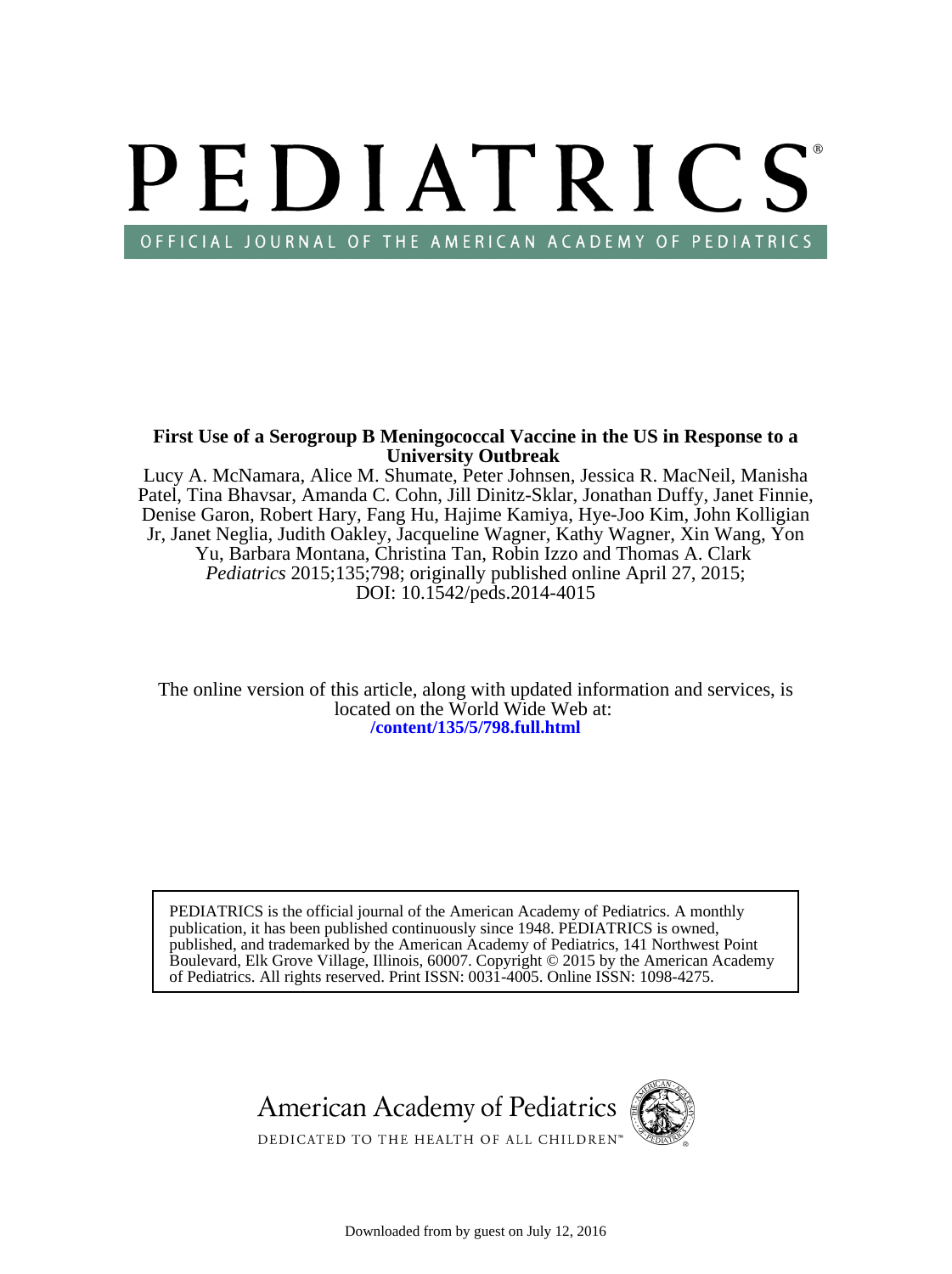# PEDIATRICS®

OFFICIAL JOURNAL OF THE AMERICAN ACADEMY OF PEDIATRICS

**First Use of a Serogroup B Meningococcal Vaccine in the US in Response to a University Outbreak**

Lucy A. McNamara, Alice M. Shumate, Peter Johnsen, Jessica R. MacNeil, Manisha Patel, Tina Bhavsar, Amanda C. Cohn, Jill Dinitz-Sklar, Jonathan Duffy, Janet Finnie, Denise Garon, Robert Hary, Fang Hu, Hajime Kamiya, Hye-Joo Kim, John Kolligian Jr, Janet Neglia, Judith Oakley, Jacqueline Wagner, Kathy Wagner, Xin Wang, Yon Yu, Barbara Montana, Christina Tan, Robin Izzo and Thomas A. Clark

*Pediatrics* 2015;135;798; originally published online April 27, 2015;
DOI: 10.1542/peds.2014-4015

The online version of this article, along with updated information and services, is located on the World Wide Web at:
**/content/135/5/798.full.html**

PEDIATRICS is the official journal of the American Academy of Pediatrics. A monthly publication, it has been published continuously since 1948. PEDIATRICS is owned, published, and trademarked by the American Academy of Pediatrics, 141 Northwest Point Boulevard, Elk Grove Village, Illinois, 60007. Copyright © 2015 by the American Academy of Pediatrics. All rights reserved. Print ISSN: 0031-4005. Online ISSN: 1098-4275.

American Academy of Pediatrics

DEDICATED TO THE HEALTH OF ALL CHILDREN™